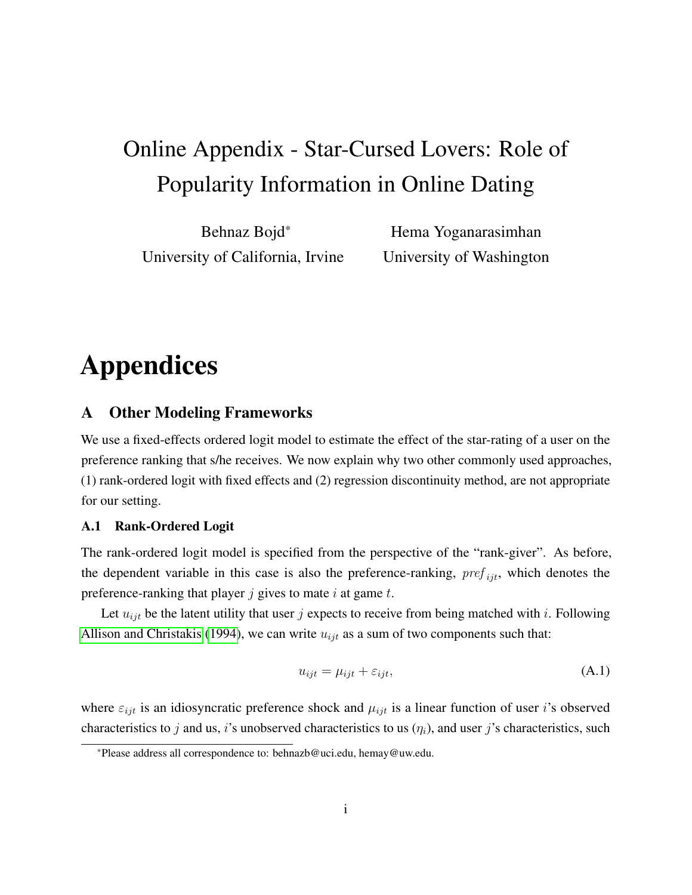# Online Appendix - Star-Cursed Lovers: Role of Popularity Information in Online Dating

Behnaz Bojd[*]
University of California, Irvine

Hema Yoganarasimhan
University of Washington

# Appendices

## A Other Modeling Frameworks

We use a fixed-effects ordered logit model to estimate the effect of the star-rating of a user on the preference ranking that s/he receives. We now explain why two other commonly used approaches, (1) rank-ordered logit with fixed effects and (2) regression discontinuity method, are not appropriate for our setting.

### A.1 Rank-Ordered Logit

The rank-ordered logit model is specified from the perspective of the "rank-giver". As before, the dependent variable in this case is also the preference-ranking, $pref_{ijt}$, which denotes the preference-ranking that player $j$ gives to mate $i$ at game $t$.

Let $u_{ijt}$ be the latent utility that user $j$ expects to receive from being matched with $i$. Following Allison and Christakis (1994), we can write $u_{ijt}$ as a sum of two components such that:

$$u_{ijt} = \mu_{ijt} + \varepsilon_{ijt}, \tag{A.1}$$

where $\varepsilon_{ijt}$ is an idiosyncratic preference shock and $\mu_{ijt}$ is a linear function of user $i$'s observed characteristics to $j$ and us, $i$'s unobserved characteristics to us ($\eta_i$), and user $j$'s characteristics, such

[*]Please address all correspondence to: behnazb@uci.edu, hemay@uw.edu.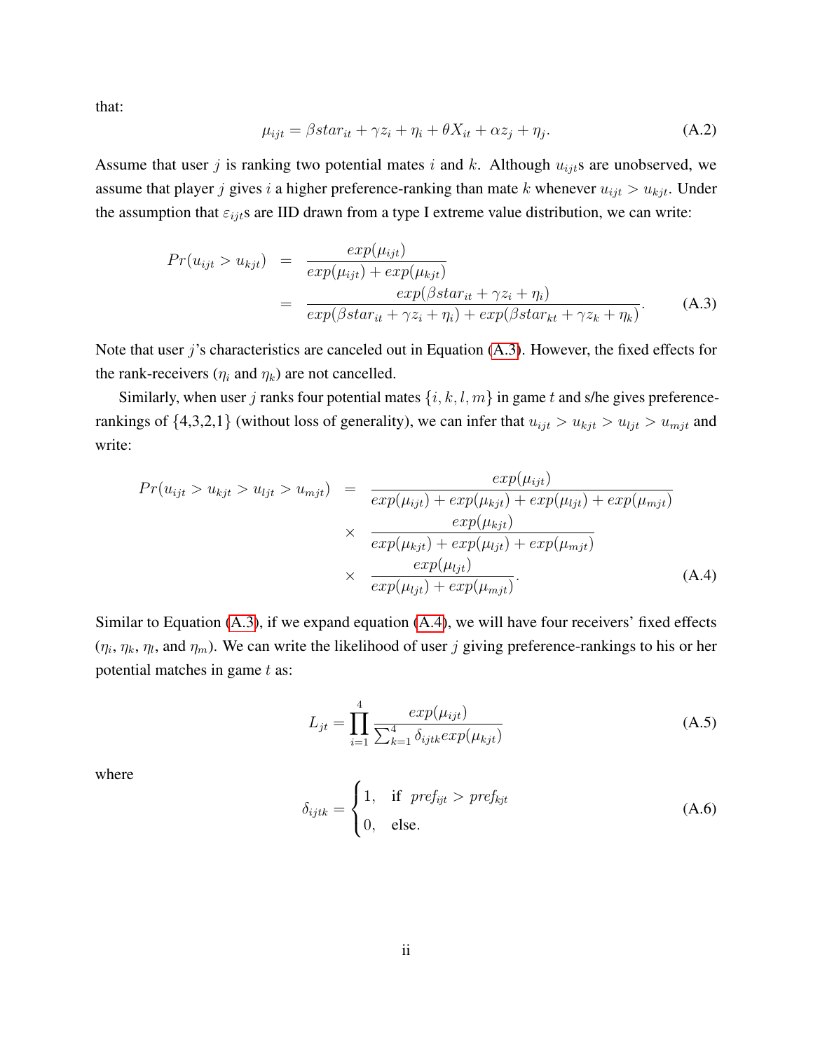that:

$$\mu_{ijt} = \beta star_{it} + \gamma z_i + \eta_i + \theta X_{it} + \alpha z_j + \eta_j. \tag{A.2}$$

Assume that user $j$ is ranking two potential mates $i$ and $k$. Although $u_{ijt}$s are unobserved, we assume that player $j$ gives $i$ a higher preference-ranking than mate $k$ whenever $u_{ijt} > u_{kjt}$. Under the assumption that $\varepsilon_{ijt}$s are IID drawn from a type I extreme value distribution, we can write:

$$\begin{aligned} Pr(u_{ijt} > u_{kjt}) &= \frac{exp(\mu_{ijt})}{exp(\mu_{ijt}) + exp(\mu_{kjt})} \\ &= \frac{exp(\beta star_{it} + \gamma z_i + \eta_i)}{exp(\beta star_{it} + \gamma z_i + \eta_i) + exp(\beta star_{kt} + \gamma z_k + \eta_k)}. \end{aligned} \tag{A.3}$$

Note that user $j$'s characteristics are canceled out in Equation (A.3). However, the fixed effects for the rank-receivers ($\eta_i$ and $\eta_k$) are not cancelled.

Similarly, when user $j$ ranks four potential mates $\{i, k, l, m\}$ in game $t$ and s/he gives preference-rankings of {4,3,2,1} (without loss of generality), we can infer that $u_{ijt} > u_{kjt} > u_{ljt} > u_{mjt}$ and write:

$$\begin{aligned} Pr(u_{ijt} > u_{kjt} > u_{ljt} > u_{mjt}) &= \frac{exp(\mu_{ijt})}{exp(\mu_{ijt}) + exp(\mu_{kjt}) + exp(\mu_{ljt}) + exp(\mu_{mjt})} \\ &\times \frac{exp(\mu_{kjt})}{exp(\mu_{kjt}) + exp(\mu_{ljt}) + exp(\mu_{mjt})} \\ &\times \frac{exp(\mu_{ljt})}{exp(\mu_{ljt}) + exp(\mu_{mjt})}. \end{aligned} \tag{A.4}$$

Similar to Equation (A.3), if we expand equation (A.4), we will have four receivers' fixed effects ($\eta_i$, $\eta_k$, $\eta_l$, and $\eta_m$). We can write the likelihood of user $j$ giving preference-rankings to his or her potential matches in game $t$ as:

$$L_{jt} = \prod_{i=1}^{4} \frac{exp(\mu_{ijt})}{\sum_{k=1}^{4} \delta_{ijtk} exp(\mu_{kjt})} \tag{A.5}$$

where

$$\delta_{ijtk} = \begin{cases} 1, & \text{if } pref_{ijt} > pref_{kjt} \\ 0, & \text{else.} \end{cases} \tag{A.6}$$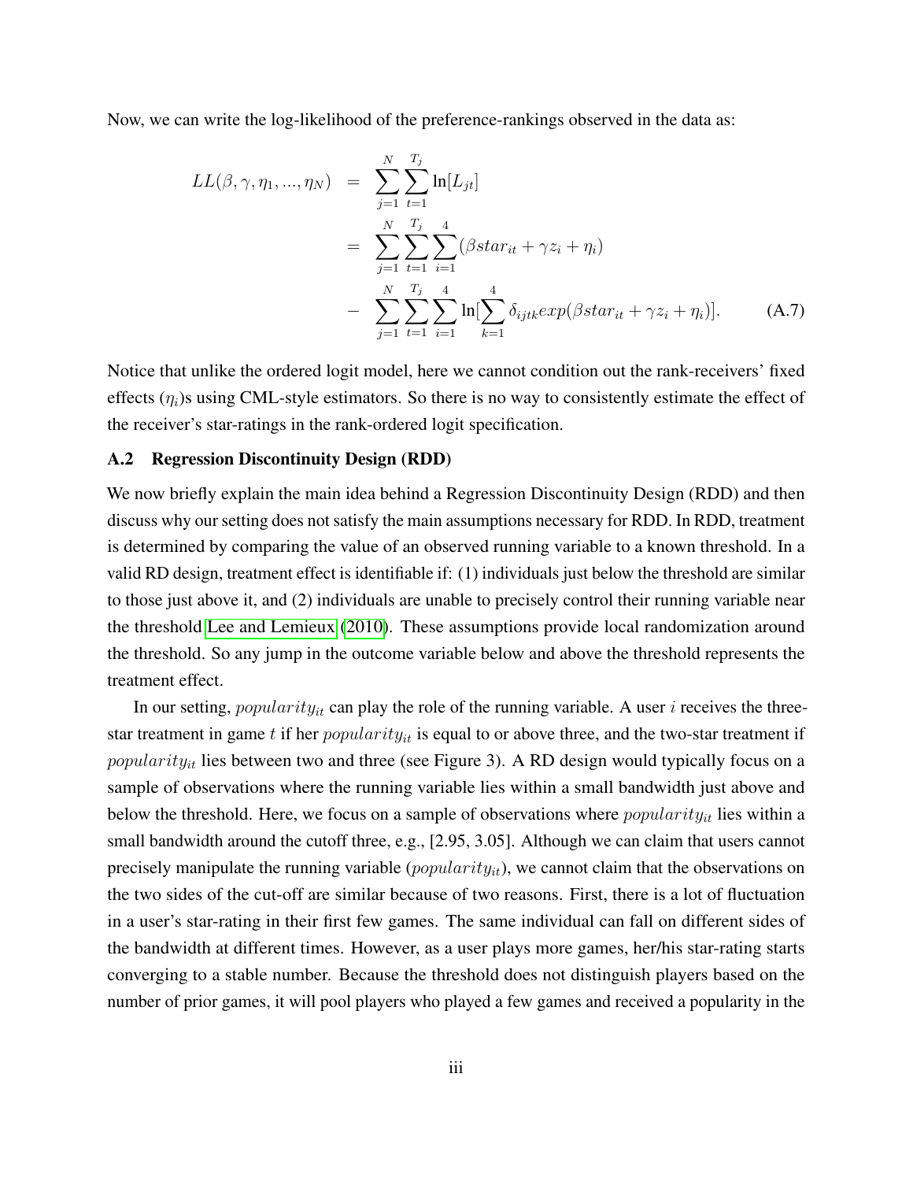Now, we can write the log-likelihood of the preference-rankings observed in the data as:

$$
\begin{aligned}
LL(\beta, \gamma, \eta_1, ..., \eta_N) &= \sum_{j=1}^{N} \sum_{t=1}^{T_j} \ln[L_{jt}] \\
&= \sum_{j=1}^{N} \sum_{t=1}^{T_j} \sum_{i=1}^{4} (\beta star_{it} + \gamma z_i + \eta_i) \\
&- \sum_{j=1}^{N} \sum_{t=1}^{T_j} \sum_{i=1}^{4} \ln[\sum_{k=1}^{4} \delta_{ijtk} exp(\beta star_{it} + \gamma z_i + \eta_i)]. \qquad \text{(A.7)}
\end{aligned}
$$

Notice that unlike the ordered logit model, here we cannot condition out the rank-receivers' fixed effects ($\eta_i$)s using CML-style estimators. So there is no way to consistently estimate the effect of the receiver's star-ratings in the rank-ordered logit specification.

### A.2 Regression Discontinuity Design (RDD)

We now briefly explain the main idea behind a Regression Discontinuity Design (RDD) and then discuss why our setting does not satisfy the main assumptions necessary for RDD. In RDD, treatment is determined by comparing the value of an observed running variable to a known threshold. In a valid RD design, treatment effect is identifiable if: (1) individuals just below the threshold are similar to those just above it, and (2) individuals are unable to precisely control their running variable near the threshold Lee and Lemieux (2010). These assumptions provide local randomization around the threshold. So any jump in the outcome variable below and above the threshold represents the treatment effect.

In our setting, $popularity_{it}$ can play the role of the running variable. A user $i$ receives the three-star treatment in game $t$ if her $popularity_{it}$ is equal to or above three, and the two-star treatment if $popularity_{it}$ lies between two and three (see Figure 3). A RD design would typically focus on a sample of observations where the running variable lies within a small bandwidth just above and below the threshold. Here, we focus on a sample of observations where $popularity_{it}$ lies within a small bandwidth around the cutoff three, e.g., [2.95, 3.05]. Although we can claim that users cannot precisely manipulate the running variable ($popularity_{it}$), we cannot claim that the observations on the two sides of the cut-off are similar because of two reasons. First, there is a lot of fluctuation in a user's star-rating in their first few games. The same individual can fall on different sides of the bandwidth at different times. However, as a user plays more games, her/his star-rating starts converging to a stable number. Because the threshold does not distinguish players based on the number of prior games, it will pool players who played a few games and received a popularity in the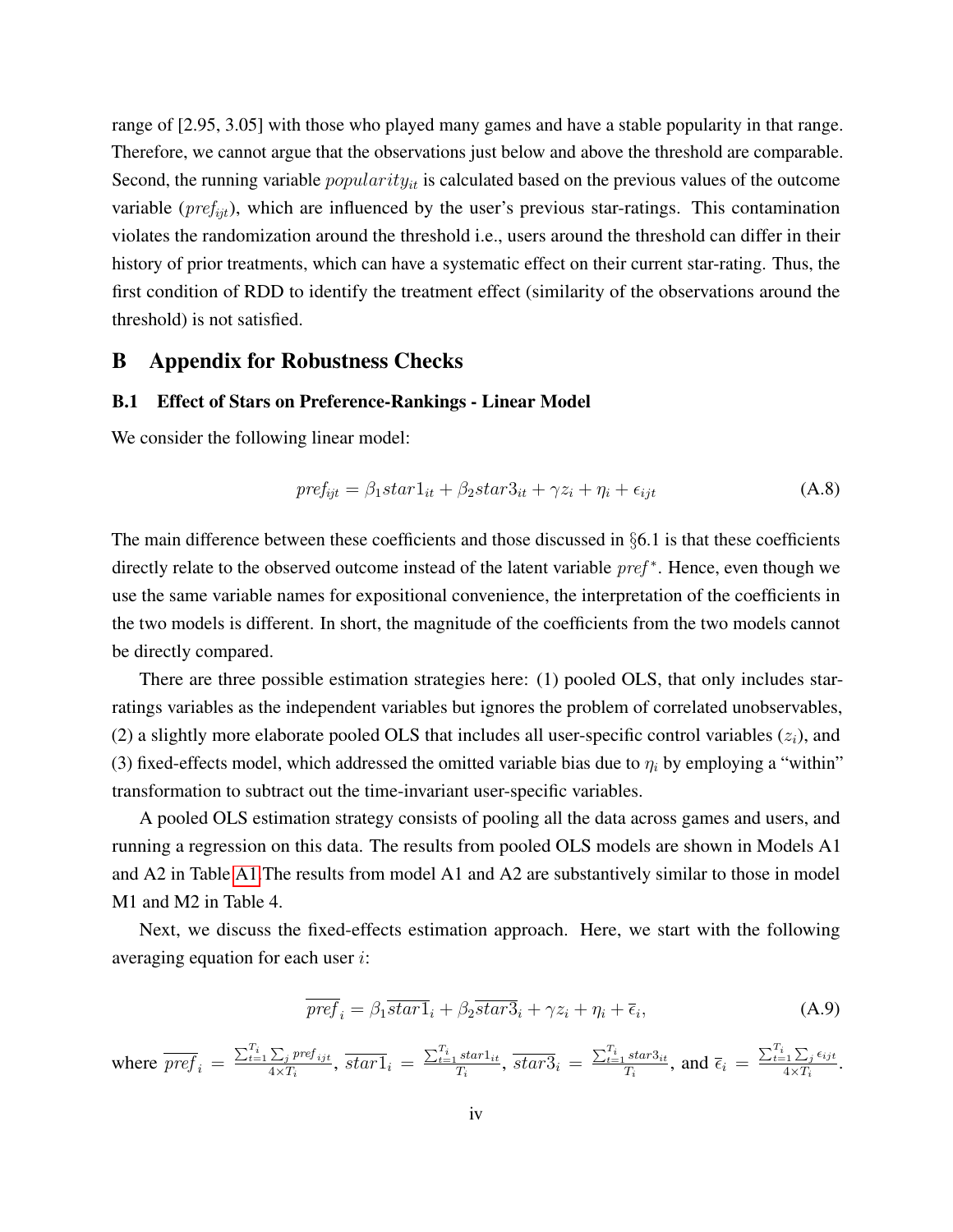range of [2.95, 3.05] with those who played many games and have a stable popularity in that range. Therefore, we cannot argue that the observations just below and above the threshold are comparable. Second, the running variable $popularity_{it}$ is calculated based on the previous values of the outcome variable ($pref_{ijt}$), which are influenced by the user's previous star-ratings. This contamination violates the randomization around the threshold i.e., users around the threshold can differ in their history of prior treatments, which can have a systematic effect on their current star-rating. Thus, the first condition of RDD to identify the treatment effect (similarity of the observations around the threshold) is not satisfied.

## B Appendix for Robustness Checks

### B.1 Effect of Stars on Preference-Rankings - Linear Model

We consider the following linear model:

$$pref_{ijt} = \beta_1 star1_{it} + \beta_2 star3_{it} + \gamma z_i + \eta_i + \epsilon_{ijt} \tag{A.8}$$

The main difference between these coefficients and those discussed in §6.1 is that these coefficients directly relate to the observed outcome instead of the latent variable $pref^*$. Hence, even though we use the same variable names for expositional convenience, the interpretation of the coefficients in the two models is different. In short, the magnitude of the coefficients from the two models cannot be directly compared.

There are three possible estimation strategies here: (1) pooled OLS, that only includes star-ratings variables as the independent variables but ignores the problem of correlated unobservables, (2) a slightly more elaborate pooled OLS that includes all user-specific control variables ($z_i$), and (3) fixed-effects model, which addressed the omitted variable bias due to $\eta_i$ by employing a "within" transformation to subtract out the time-invariant user-specific variables.

A pooled OLS estimation strategy consists of pooling all the data across games and users, and running a regression on this data. The results from pooled OLS models are shown in Models A1 and A2 in Table A1.The results from model A1 and A2 are substantively similar to those in model M1 and M2 in Table 4.

Next, we discuss the fixed-effects estimation approach. Here, we start with the following averaging equation for each user $i$:

$$\overline{pref}_i = \beta_1 \overline{star1}_i + \beta_2 \overline{star3}_i + \gamma z_i + \eta_i + \overline{\epsilon}_i, \tag{A.9}$$

where $\overline{pref}_i = \frac{\sum_{t=1}^{T_i} \sum_j pref_{ijt}}{4 \times T_i}$, $\overline{star1}_i = \frac{\sum_{t=1}^{T_i} star1_{it}}{T_i}$, $\overline{star3}_i = \frac{\sum_{t=1}^{T_i} star3_{it}}{T_i}$, and $\overline{\epsilon}_i = \frac{\sum_{t=1}^{T_i} \sum_j \epsilon_{ijt}}{4 \times T_i}$.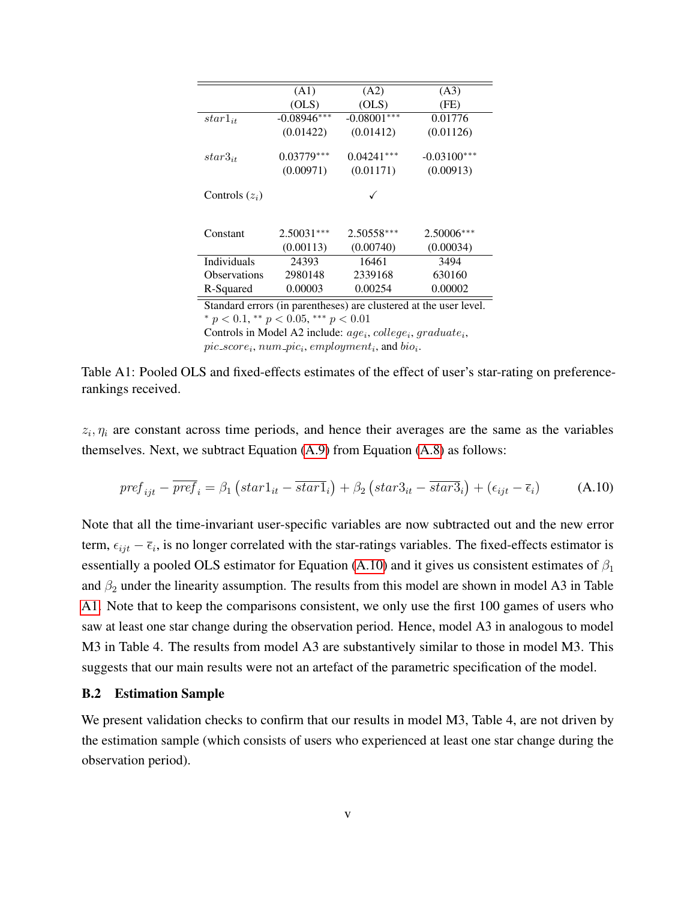|  | (A1) | (A2) | (A3) |
|---|---|---|---|
|  | (OLS) | (OLS) | (FE) |
| $star1_{it}$ | -0.08946*** | -0.08001*** | 0.01776 |
|  | (0.01422) | (0.01412) | (0.01126) |
| $star3_{it}$ | 0.03779*** | 0.04241*** | -0.03100*** |
|  | (0.00971) | (0.01171) | (0.00913) |
| Controls ($z_i$) |  | ✓ |  |
| Constant | 2.50031*** | 2.50558*** | 2.50006*** |
|  | (0.00113) | (0.00740) | (0.00034) |
| Individuals | 24393 | 16461 | 3494 |
| Observations | 2980148 | 2339168 | 630160 |
| R-Squared | 0.00003 | 0.00254 | 0.00002 |

Standard errors (in parentheses) are clustered at the user level.
$^{*}$ $p < 0.1$, $^{**}$ $p < 0.05$, $^{***}$ $p < 0.01$
Controls in Model A2 include: $age_i$, $college_i$, $graduate_i$, $pic\_score_i$, $num\_pic_i$, $employment_i$, and $bio_i$.

Table A1: Pooled OLS and fixed-effects estimates of the effect of user's star-rating on preference-rankings received.

$z_i, \eta_i$ are constant across time periods, and hence their averages are the same as the variables themselves. Next, we subtract Equation (A.9) from Equation (A.8) as follows:

$$pref_{ijt} - \overline{pref}_i = \beta_1 \left(star1_{it} - \overline{star1}_i\right) + \beta_2 \left(star3_{it} - \overline{star3}_i\right) + \left(\epsilon_{ijt} - \overline{\epsilon}_i\right) \tag{A.10}$$

Note that all the time-invariant user-specific variables are now subtracted out and the new error term, $\epsilon_{ijt} - \overline{\epsilon}_i$, is no longer correlated with the star-ratings variables. The fixed-effects estimator is essentially a pooled OLS estimator for Equation (A.10) and it gives us consistent estimates of $\beta_1$ and $\beta_2$ under the linearity assumption. The results from this model are shown in model A3 in Table A1. Note that to keep the comparisons consistent, we only use the first 100 games of users who saw at least one star change during the observation period. Hence, model A3 in analogous to model M3 in Table 4. The results from model A3 are substantively similar to those in model M3. This suggests that our main results were not an artefact of the parametric specification of the model.

### B.2 Estimation Sample

We present validation checks to confirm that our results in model M3, Table 4, are not driven by the estimation sample (which consists of users who experienced at least one star change during the observation period).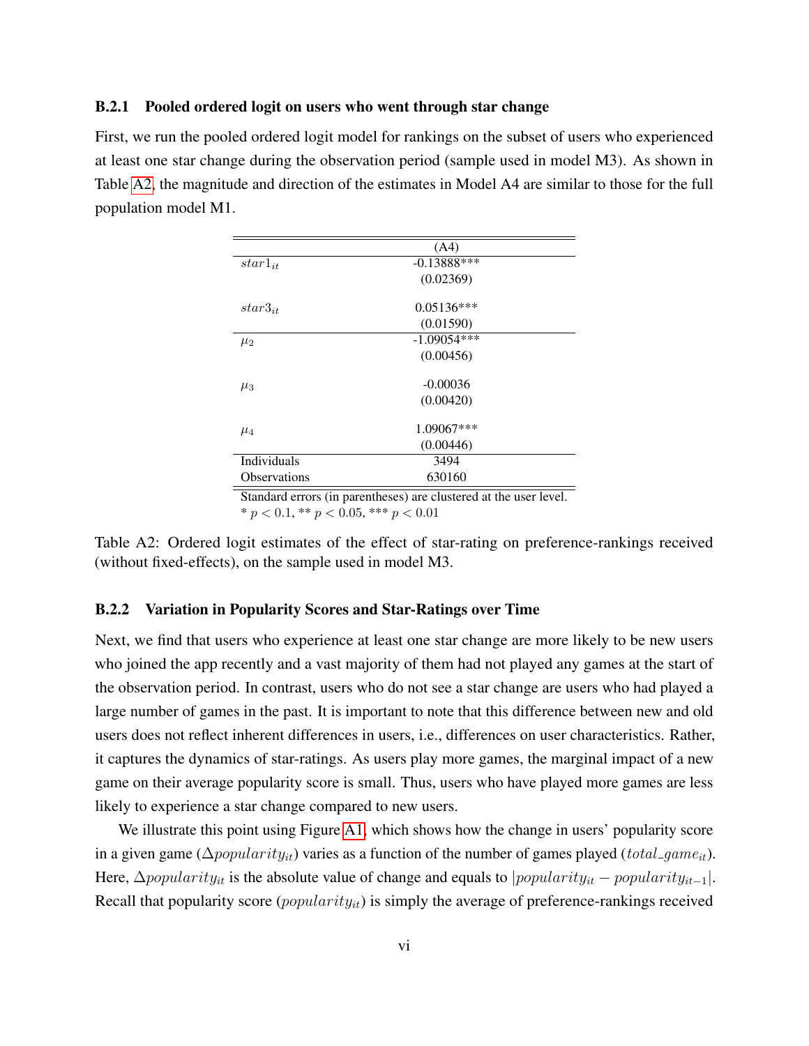### B.2.1 Pooled ordered logit on users who went through star change

First, we run the pooled ordered logit model for rankings on the subset of users who experienced at least one star change during the observation period (sample used in model M3). As shown in Table A2, the magnitude and direction of the estimates in Model A4 are similar to those for the full population model M1.

| | (A4) |
|---|---|
| $star1_{it}$ | -0.13888*** |
| | (0.02369) |
| $star3_{it}$ | 0.05136*** |
| | (0.01590) |
| $\mu_2$ | -1.09054*** |
| | (0.00456) |
| $\mu_3$ | -0.00036 |
| | (0.00420) |
| $\mu_4$ | 1.09067*** |
| | (0.00446) |
| Individuals | 3494 |
| Observations | 630160 |

Standard errors (in parentheses) are clustered at the user level.
* $p < 0.1$, ** $p < 0.05$, *** $p < 0.01$

Table A2: Ordered logit estimates of the effect of star-rating on preference-rankings received (without fixed-effects), on the sample used in model M3.

### B.2.2 Variation in Popularity Scores and Star-Ratings over Time

Next, we find that users who experience at least one star change are more likely to be new users who joined the app recently and a vast majority of them had not played any games at the start of the observation period. In contrast, users who do not see a star change are users who had played a large number of games in the past. It is important to note that this difference between new and old users does not reflect inherent differences in users, i.e., differences on user characteristics. Rather, it captures the dynamics of star-ratings. As users play more games, the marginal impact of a new game on their average popularity score is small. Thus, users who have played more games are less likely to experience a star change compared to new users.

We illustrate this point using Figure A1, which shows how the change in users' popularity score in a given game ($\Delta popularity_{it}$) varies as a function of the number of games played ($total\_game_{it}$). Here, $\Delta popularity_{it}$ is the absolute value of change and equals to $|popularity_{it} - popularity_{it-1}|$. Recall that popularity score ($popularity_{it}$) is simply the average of preference-rankings received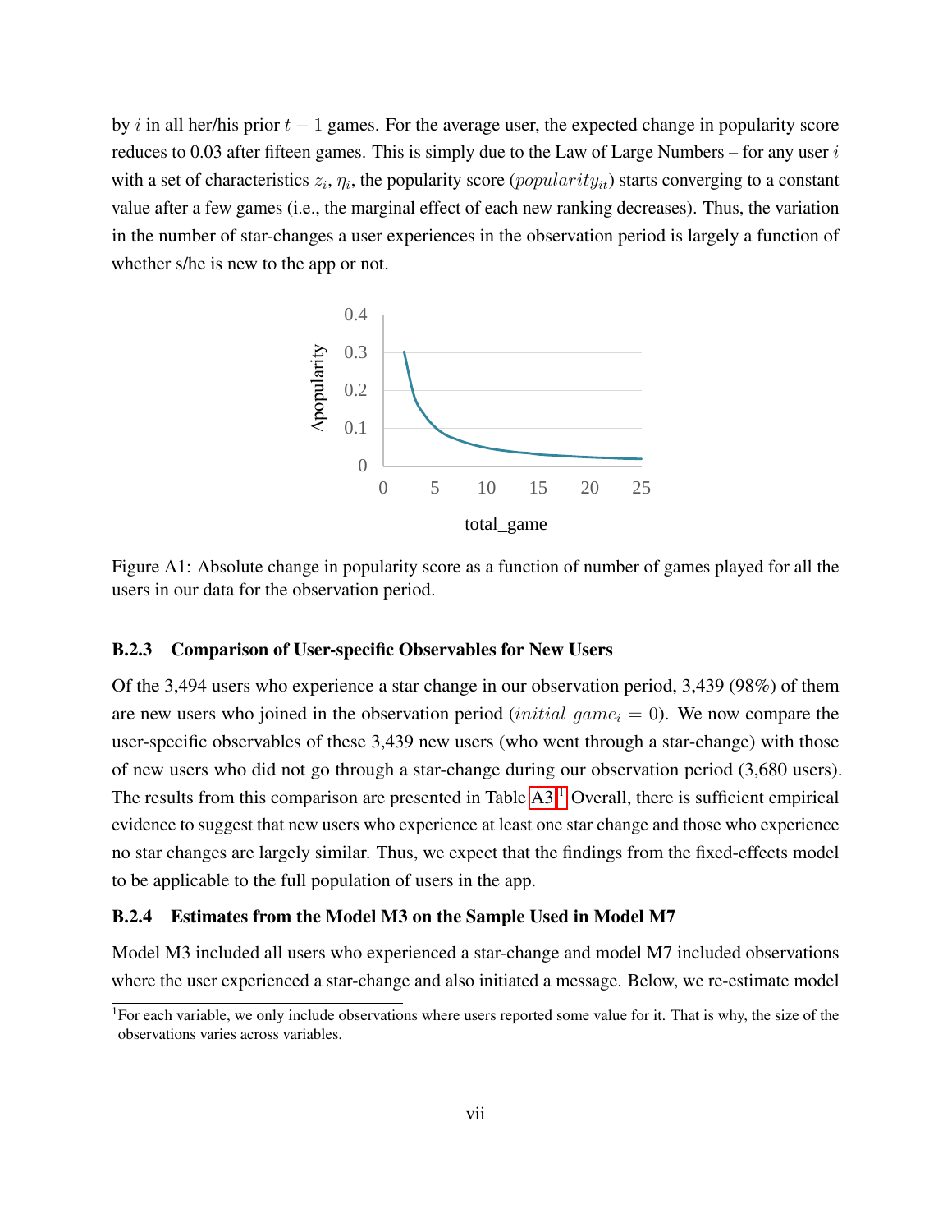by $i$ in all her/his prior $t-1$ games. For the average user, the expected change in popularity score reduces to 0.03 after fifteen games. This is simply due to the Law of Large Numbers – for any user $i$ with a set of characteristics $z_i$, $\eta_i$, the popularity score ($popularity_{it}$) starts converging to a constant value after a few games (i.e., the marginal effect of each new ranking decreases). Thus, the variation in the number of star-changes a user experiences in the observation period is largely a function of whether s/he is new to the app or not.

Figure A1: Absolute change in popularity score as a function of number of games played for all the users in our data for the observation period.

### B.2.3 Comparison of User-specific Observables for New Users

Of the 3,494 users who experience a star change in our observation period, 3,439 (98%) of them are new users who joined in the observation period ($initial\_game_i = 0$). We now compare the user-specific observables of these 3,439 new users (who went through a star-change) with those of new users who did not go through a star-change during our observation period (3,680 users). The results from this comparison are presented in Table A3.[1] Overall, there is sufficient empirical evidence to suggest that new users who experience at least one star change and those who experience no star changes are largely similar. Thus, we expect that the findings from the fixed-effects model to be applicable to the full population of users in the app.

### B.2.4 Estimates from the Model M3 on the Sample Used in Model M7

Model M3 included all users who experienced a star-change and model M7 included observations where the user experienced a star-change and also initiated a message. Below, we re-estimate model

[1] For each variable, we only include observations where users reported some value for it. That is why, the size of the observations varies across variables.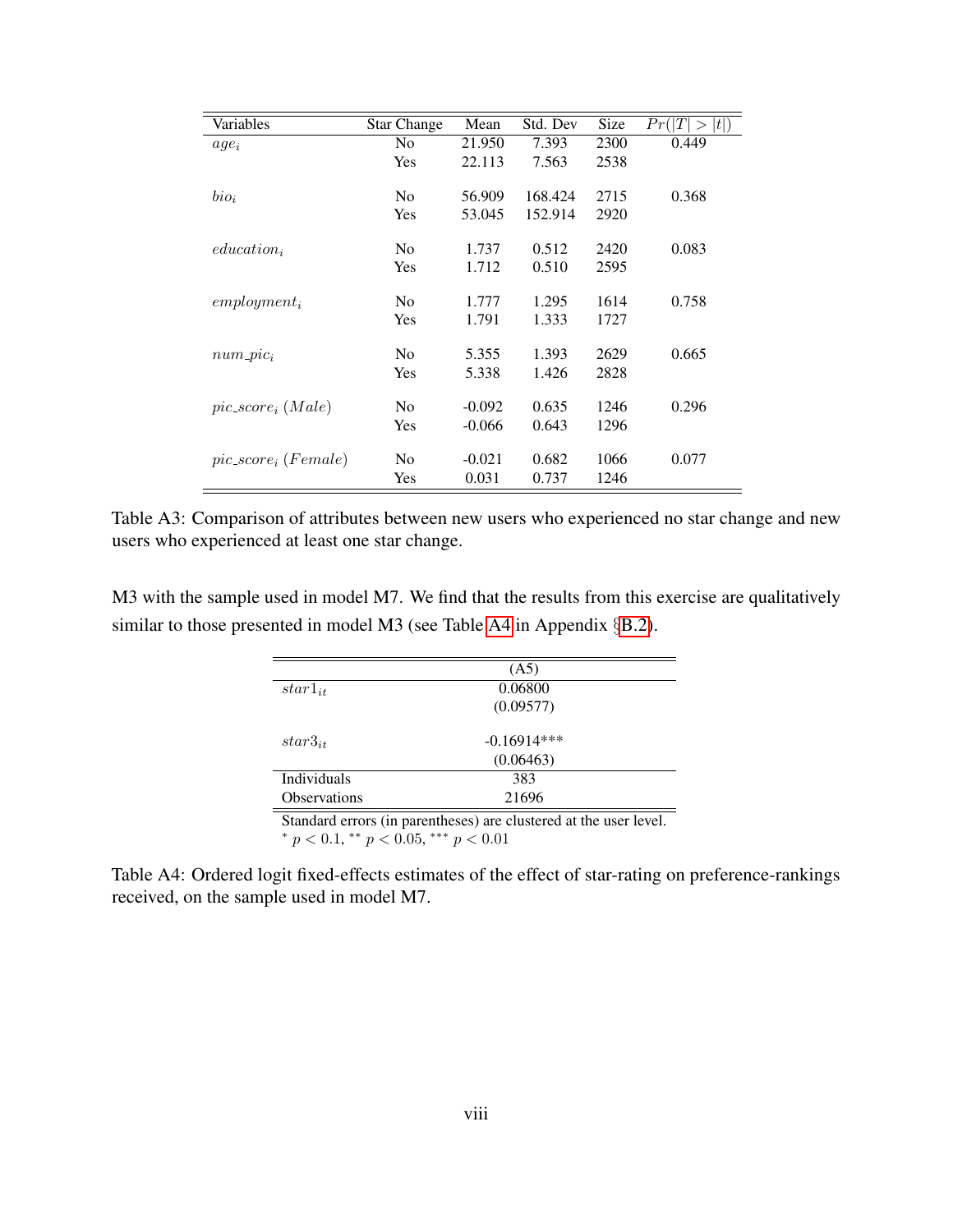| Variables | Star Change | Mean | Std. Dev | Size | $Pr(\|T\| > \|t\|)$ |
|---|---|---|---|---|---|
| $age_i$ | No | 21.950 | 7.393 | 2300 | 0.449 |
| | Yes | 22.113 | 7.563 | 2538 | |
| $bio_i$ | No | 56.909 | 168.424 | 2715 | 0.368 |
| | Yes | 53.045 | 152.914 | 2920 | |
| $education_i$ | No | 1.737 | 0.512 | 2420 | 0.083 |
| | Yes | 1.712 | 0.510 | 2595 | |
| $employment_i$ | No | 1.777 | 1.295 | 1614 | 0.758 |
| | Yes | 1.791 | 1.333 | 1727 | |
| $num\_pic_i$ | No | 5.355 | 1.393 | 2629 | 0.665 |
| | Yes | 5.338 | 1.426 | 2828 | |
| $pic\_score_i\ (Male)$ | No | -0.092 | 0.635 | 1246 | 0.296 |
| | Yes | -0.066 | 0.643 | 1296 | |
| $pic\_score_i\ (Female)$ | No | -0.021 | 0.682 | 1066 | 0.077 |
| | Yes | 0.031 | 0.737 | 1246 | |

Table A3: Comparison of attributes between new users who experienced no star change and new users who experienced at least one star change.

M3 with the sample used in model M7. We find that the results from this exercise are qualitatively similar to those presented in model M3 (see Table A4 in Appendix §B.2).

| | (A5) |
|---|---|
| $star1_{it}$ | 0.06800 |
| | (0.09577) |
| $star3_{it}$ | -0.16914*** |
| | (0.06463) |
| Individuals | 383 |
| Observations | 21696 |

Standard errors (in parentheses) are clustered at the user level.
$^{*}$ $p < 0.1$, $^{**}$ $p < 0.05$, $^{***}$ $p < 0.01$

Table A4: Ordered logit fixed-effects estimates of the effect of star-rating on preference-rankings received, on the sample used in model M7.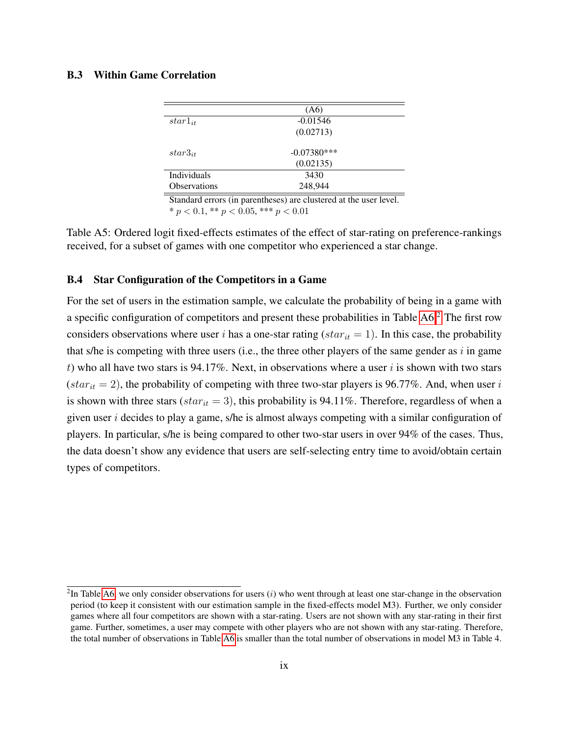### B.3 Within Game Correlation

| | (A6) |
|---|---|
| $star1_{it}$ | -0.01546 |
| | (0.02713) |
| $star3_{it}$ | -0.07380*** |
| | (0.02135) |
| Individuals | 3430 |
| Observations | 248,944 |

Standard errors (in parentheses) are clustered at the user level.
\* $p < 0.1$, ** $p < 0.05$, *** $p < 0.01$

Table A5: Ordered logit fixed-effects estimates of the effect of star-rating on preference-rankings received, for a subset of games with one competitor who experienced a star change.

### B.4 Star Configuration of the Competitors in a Game

For the set of users in the estimation sample, we calculate the probability of being in a game with a specific configuration of competitors and present these probabilities in Table A6.[2] The first row considers observations where user $i$ has a one-star rating ($star_{it} = 1$). In this case, the probability that s/he is competing with three users (i.e., the three other players of the same gender as $i$ in game $t$) who all have two stars is 94.17%. Next, in observations where a user $i$ is shown with two stars ($star_{it} = 2$), the probability of competing with three two-star players is 96.77%. And, when user $i$ is shown with three stars ($star_{it} = 3$), this probability is 94.11%. Therefore, regardless of when a given user $i$ decides to play a game, s/he is almost always competing with a similar configuration of players. In particular, s/he is being compared to other two-star users in over 94% of the cases. Thus, the data doesn't show any evidence that users are self-selecting entry time to avoid/obtain certain types of competitors.

[2] In Table A6, we only consider observations for users ($i$) who went through at least one star-change in the observation period (to keep it consistent with our estimation sample in the fixed-effects model M3). Further, we only consider games where all four competitors are shown with a star-rating. Users are not shown with any star-rating in their first game. Further, sometimes, a user may compete with other players who are not shown with any star-rating. Therefore, the total number of observations in Table A6 is smaller than the total number of observations in model M3 in Table 4.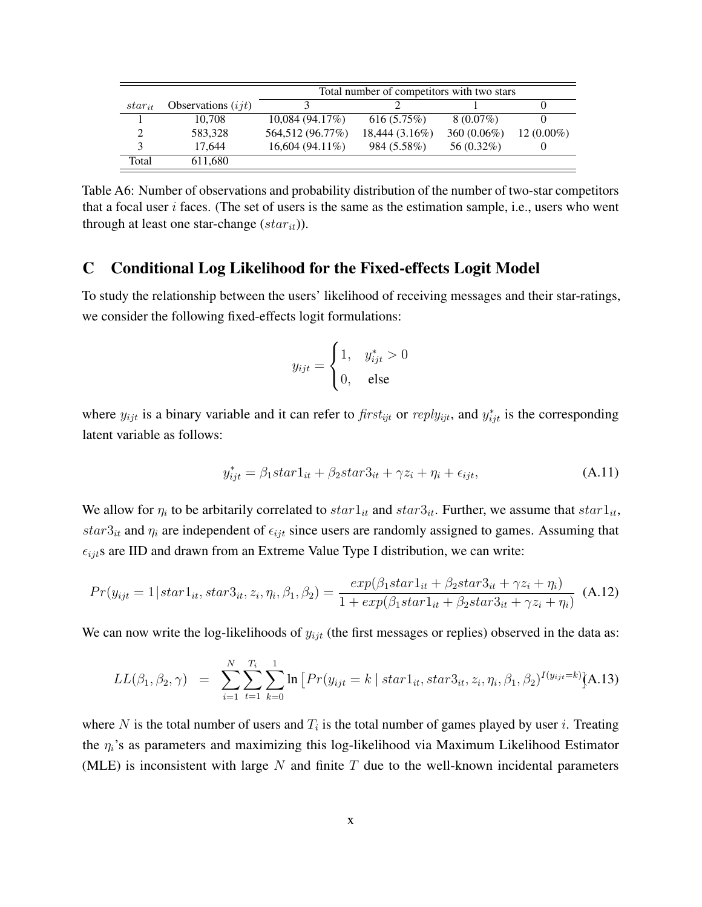| $star_{it}$ | Observations ($ijt$) | Total number of competitors with two stars | | | |
|---|---|---|---|---|---|
| | | 3 | 2 | 1 | 0 |
| 1 | 10,708 | 10,084 (94.17%) | 616 (5.75%) | 8 (0.07%) | 0 |
| 2 | 583,328 | 564,512 (96.77%) | 18,444 (3.16%) | 360 (0.06%) | 12 (0.00%) |
| 3 | 17,644 | 16,604 (94.11%) | 984 (5.58%) | 56 (0.32%) | 0 |
| Total | 611,680 | | | | |

Table A6: Number of observations and probability distribution of the number of two-star competitors that a focal user $i$ faces. (The set of users is the same as the estimation sample, i.e., users who went through at least one star-change ($star_{it}$)).

## C Conditional Log Likelihood for the Fixed-effects Logit Model

To study the relationship between the users' likelihood of receiving messages and their star-ratings, we consider the following fixed-effects logit formulations:

$$y_{ijt} = \begin{cases} 1, & y^*_{ijt} > 0 \\ 0, & \text{else} \end{cases}$$

where $y_{ijt}$ is a binary variable and it can refer to $first_{ijt}$ or $reply_{ijt}$, and $y^*_{ijt}$ is the corresponding latent variable as follows:

$$y^*_{ijt} = \beta_1 star1_{it} + \beta_2 star3_{it} + \gamma z_i + \eta_i + \epsilon_{ijt}, \tag{A.11}$$

We allow for $\eta_i$ to be arbitrarily correlated to $star1_{it}$ and $star3_{it}$. Further, we assume that $star1_{it}$, $star3_{it}$ and $\eta_i$ are independent of $\epsilon_{ijt}$ since users are randomly assigned to games. Assuming that $\epsilon_{ijt}$s are IID and drawn from an Extreme Value Type I distribution, we can write:

$$Pr(y_{ijt} = 1 | star1_{it}, star3_{it}, z_i, \eta_i, \beta_1, \beta_2) = \frac{exp(\beta_1 star1_{it} + \beta_2 star3_{it} + \gamma z_i + \eta_i)}{1 + exp(\beta_1 star1_{it} + \beta_2 star3_{it} + \gamma z_i + \eta_i)} \tag{A.12}$$

We can now write the log-likelihoods of $y_{ijt}$ (the first messages or replies) observed in the data as:

$$LL(\beta_1, \beta_2, \gamma) = \sum_{i=1}^{N} \sum_{t=1}^{T_i} \sum_{k=0}^{1} \ln \left[ Pr(y_{ijt} = k \mid star1_{it}, star3_{it}, z_i, \eta_i, \beta_1, \beta_2)^{I(y_{ijt}=k)} \right] \tag{A.13}$$

where $N$ is the total number of users and $T_i$ is the total number of games played by user $i$. Treating the $\eta_i$'s as parameters and maximizing this log-likelihood via Maximum Likelihood Estimator (MLE) is inconsistent with large $N$ and finite $T$ due to the well-known incidental parameters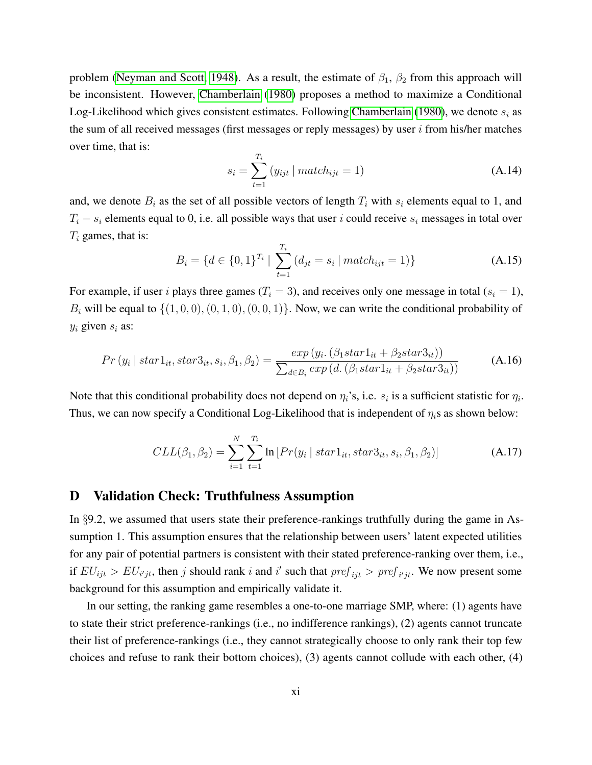problem (Neyman and Scott, 1948). As a result, the estimate of $\beta_1$, $\beta_2$ from this approach will be inconsistent. However, Chamberlain (1980) proposes a method to maximize a Conditional Log-Likelihood which gives consistent estimates. Following Chamberlain (1980), we denote $s_i$ as the sum of all received messages (first messages or reply messages) by user $i$ from his/her matches over time, that is:

$$s_i = \sum_{t=1}^{T_i} (y_{ijt} \mid match_{ijt} = 1) \tag{A.14}$$

and, we denote $B_i$ as the set of all possible vectors of length $T_i$ with $s_i$ elements equal to 1, and $T_i - s_i$ elements equal to 0, i.e. all possible ways that user $i$ could receive $s_i$ messages in total over $T_i$ games, that is:

$$B_i = \{d \in \{0,1\}^{T_i} \mid \sum_{t=1}^{T_i} (d_{jt} = s_i \mid match_{ijt} = 1)\} \tag{A.15}$$

For example, if user $i$ plays three games ($T_i = 3$), and receives only one message in total ($s_i = 1$), $B_i$ will be equal to $\{(1,0,0),(0,1,0),(0,0,1)\}$. Now, we can write the conditional probability of $y_i$ given $s_i$ as:

$$Pr\left(y_i \mid star1_{it}, star3_{it}, s_i, \beta_1, \beta_2\right) = \frac{exp\left(y_i.\left(\beta_1 star1_{it} + \beta_2 star3_{it}\right)\right)}{\sum_{d \in B_i} exp\left(d.\left(\beta_1 star1_{it} + \beta_2 star3_{it}\right)\right)} \tag{A.16}$$

Note that this conditional probability does not depend on $\eta_i$'s, i.e. $s_i$ is a sufficient statistic for $\eta_i$. Thus, we can now specify a Conditional Log-Likelihood that is independent of $\eta_i$s as shown below:

$$CLL(\beta_1, \beta_2) = \sum_{i=1}^{N} \sum_{t=1}^{T_i} \ln\left[Pr(y_i \mid star1_{it}, star3_{it}, s_i, \beta_1, \beta_2)\right] \tag{A.17}$$

## D Validation Check: Truthfulness Assumption

In §9.2, we assumed that users state their preference-rankings truthfully during the game in Assumption 1. This assumption ensures that the relationship between users' latent expected utilities for any pair of potential partners is consistent with their stated preference-ranking over them, i.e., if $EU_{ijt} > EU_{i'jt}$, then $j$ should rank $i$ and $i'$ such that $pref_{ijt} > pref_{i'jt}$. We now present some background for this assumption and empirically validate it.

In our setting, the ranking game resembles a one-to-one marriage SMP, where: (1) agents have to state their strict preference-rankings (i.e., no indifference rankings), (2) agents cannot truncate their list of preference-rankings (i.e., they cannot strategically choose to only rank their top few choices and refuse to rank their bottom choices), (3) agents cannot collude with each other, (4)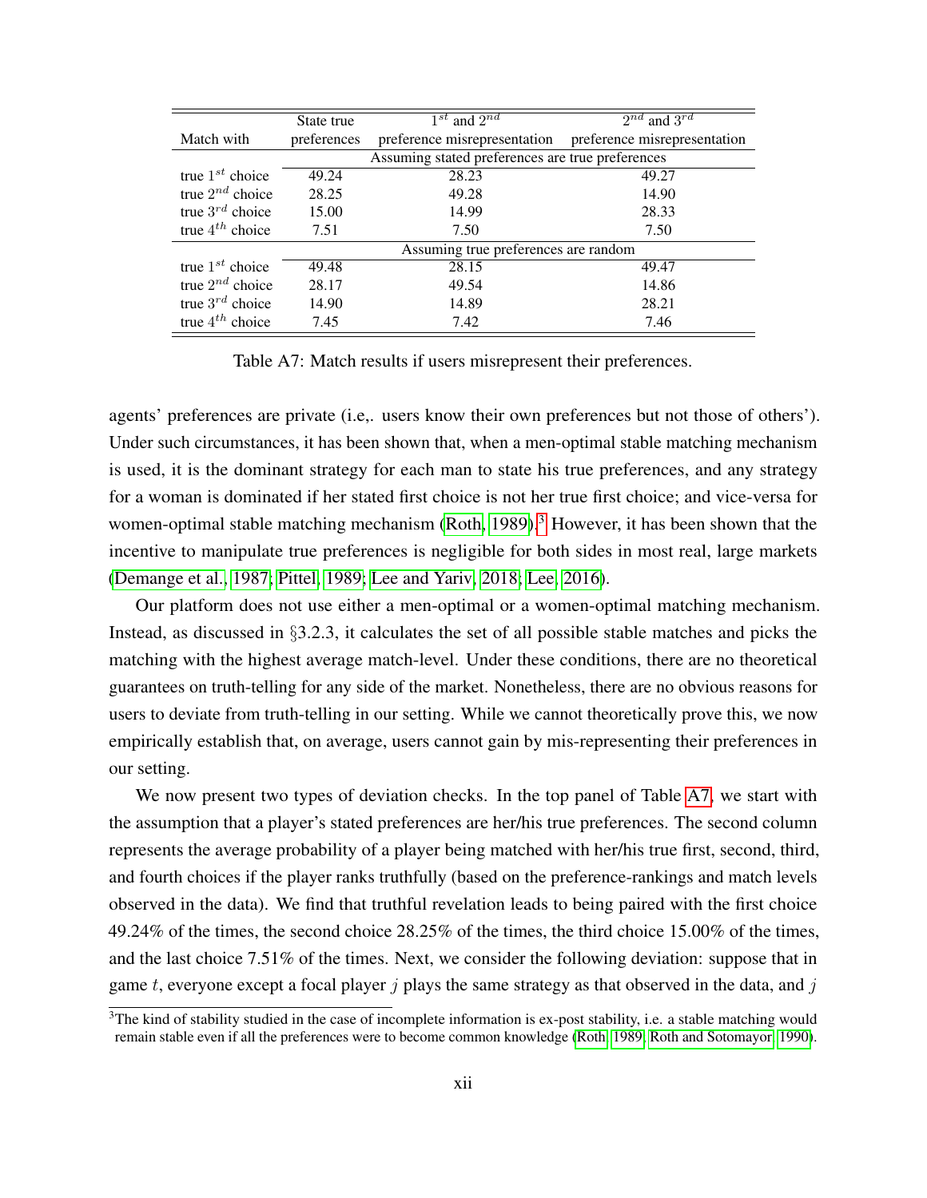| Match with | State true preferences | $1^{st}$ and $2^{nd}$ preference misrepresentation | $2^{nd}$ and $3^{rd}$ preference misrepresentation |
|---|---|---|---|
| | Assuming stated preferences are true preferences | | |
| true $1^{st}$ choice | 49.24 | 28.23 | 49.27 |
| true $2^{nd}$ choice | 28.25 | 49.28 | 14.90 |
| true $3^{rd}$ choice | 15.00 | 14.99 | 28.33 |
| true $4^{th}$ choice | 7.51 | 7.50 | 7.50 |
| | Assuming true preferences are random | | |
| true $1^{st}$ choice | 49.48 | 28.15 | 49.47 |
| true $2^{nd}$ choice | 28.17 | 49.54 | 14.86 |
| true $3^{rd}$ choice | 14.90 | 14.89 | 28.21 |
| true $4^{th}$ choice | 7.45 | 7.42 | 7.46 |

Table A7: Match results if users misrepresent their preferences.

agents' preferences are private (i.e,. users know their own preferences but not those of others'). Under such circumstances, it has been shown that, when a men-optimal stable matching mechanism is used, it is the dominant strategy for each man to state his true preferences, and any strategy for a woman is dominated if her stated first choice is not her true first choice; and vice-versa for women-optimal stable matching mechanism (Roth, 1989).[3] However, it has been shown that the incentive to manipulate true preferences is negligible for both sides in most real, large markets (Demange et al., 1987; Pittel, 1989; Lee and Yariv, 2018; Lee, 2016).

Our platform does not use either a men-optimal or a women-optimal matching mechanism. Instead, as discussed in §3.2.3, it calculates the set of all possible stable matches and picks the matching with the highest average match-level. Under these conditions, there are no theoretical guarantees on truth-telling for any side of the market. Nonetheless, there are no obvious reasons for users to deviate from truth-telling in our setting. While we cannot theoretically prove this, we now empirically establish that, on average, users cannot gain by mis-representing their preferences in our setting.

We now present two types of deviation checks. In the top panel of Table A7, we start with the assumption that a player's stated preferences are her/his true preferences. The second column represents the average probability of a player being matched with her/his true first, second, third, and fourth choices if the player ranks truthfully (based on the preference-rankings and match levels observed in the data). We find that truthful revelation leads to being paired with the first choice 49.24% of the times, the second choice 28.25% of the times, the third choice 15.00% of the times, and the last choice 7.51% of the times. Next, we consider the following deviation: suppose that in game $t$, everyone except a focal player $j$ plays the same strategy as that observed in the data, and $j$

[3] The kind of stability studied in the case of incomplete information is ex-post stability, i.e. a stable matching would remain stable even if all the preferences were to become common knowledge (Roth, 1989; Roth and Sotomayor, 1990).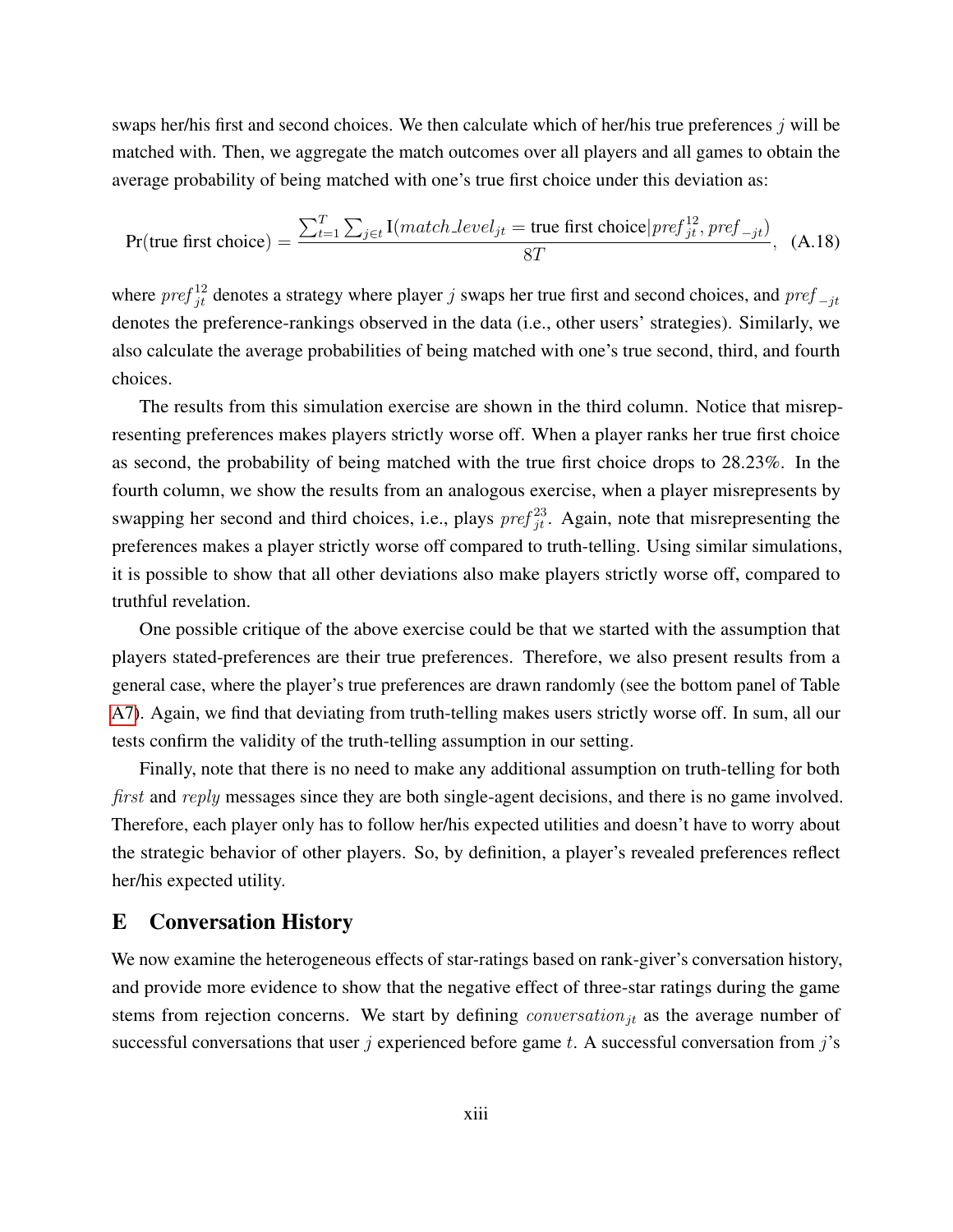swaps her/his first and second choices. We then calculate which of her/his true preferences $j$ will be matched with. Then, we aggregate the match outcomes over all players and all games to obtain the average probability of being matched with one's true first choice under this deviation as:

$$\Pr(\text{true first choice}) = \frac{\sum_{t=1}^{T} \sum_{j \in t} \mathrm{I}(match\_level_{jt} = \text{true first choice} | pref_{jt}^{12}, pref_{-jt})}{8T}, \quad \text{(A.18)}$$

where $pref_{jt}^{12}$ denotes a strategy where player $j$ swaps her true first and second choices, and $pref_{-jt}$ denotes the preference-rankings observed in the data (i.e., other users' strategies). Similarly, we also calculate the average probabilities of being matched with one's true second, third, and fourth choices.

The results from this simulation exercise are shown in the third column. Notice that misrepresenting preferences makes players strictly worse off. When a player ranks her true first choice as second, the probability of being matched with the true first choice drops to 28.23%. In the fourth column, we show the results from an analogous exercise, when a player misrepresents by swapping her second and third choices, i.e., plays $pref_{jt}^{23}$. Again, note that misrepresenting the preferences makes a player strictly worse off compared to truth-telling. Using similar simulations, it is possible to show that all other deviations also make players strictly worse off, compared to truthful revelation.

One possible critique of the above exercise could be that we started with the assumption that players stated-preferences are their true preferences. Therefore, we also present results from a general case, where the player's true preferences are drawn randomly (see the bottom panel of Table A7). Again, we find that deviating from truth-telling makes users strictly worse off. In sum, all our tests confirm the validity of the truth-telling assumption in our setting.

Finally, note that there is no need to make any additional assumption on truth-telling for both *first* and *reply* messages since they are both single-agent decisions, and there is no game involved. Therefore, each player only has to follow her/his expected utilities and doesn't have to worry about the strategic behavior of other players. So, by definition, a player's revealed preferences reflect her/his expected utility.

# E Conversation History

We now examine the heterogeneous effects of star-ratings based on rank-giver's conversation history, and provide more evidence to show that the negative effect of three-star ratings during the game stems from rejection concerns. We start by defining $conversation_{jt}$ as the average number of successful conversations that user $j$ experienced before game $t$. A successful conversation from $j$'s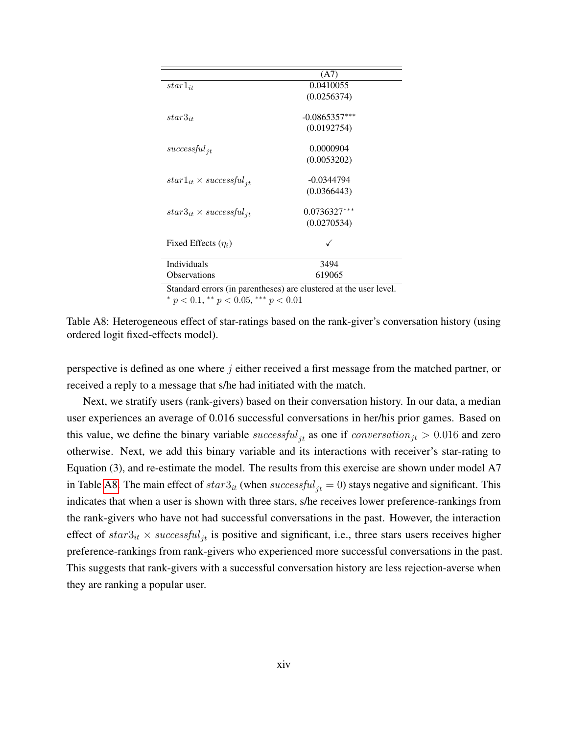| | (A7) |
|---|---|
| $star1_{it}$ | 0.0410055 |
| | (0.0256374) |
| $star3_{it}$ | -0.0865357*** |
| | (0.0192754) |
| $successful_{jt}$ | 0.0000904 |
| | (0.0053202) |
| $star1_{it} \times successful_{jt}$ | -0.0344794 |
| | (0.0366443) |
| $star3_{it} \times successful_{jt}$ | 0.0736327*** |
| | (0.0270534) |
| Fixed Effects ($\eta_i$) | ✓ |
| Individuals | 3494 |
| Observations | 619065 |

Standard errors (in parentheses) are clustered at the user level.
$^{*}$ $p < 0.1$, $^{**}$ $p < 0.05$, $^{***}$ $p < 0.01$

Table A8: Heterogeneous effect of star-ratings based on the rank-giver's conversation history (using ordered logit fixed-effects model).

perspective is defined as one where $j$ either received a first message from the matched partner, or received a reply to a message that s/he had initiated with the match.

Next, we stratify users (rank-givers) based on their conversation history. In our data, a median user experiences an average of 0.016 successful conversations in her/his prior games. Based on this value, we define the binary variable $successful_{jt}$ as one if $conversation_{jt} > 0.016$ and zero otherwise. Next, we add this binary variable and its interactions with receiver's star-rating to Equation (3), and re-estimate the model. The results from this exercise are shown under model A7 in Table A8. The main effect of $star3_{it}$ (when $successful_{jt} = 0$) stays negative and significant. This indicates that when a user is shown with three stars, s/he receives lower preference-rankings from the rank-givers who have not had successful conversations in the past. However, the interaction effect of $star3_{it} \times successful_{jt}$ is positive and significant, i.e., three stars users receives higher preference-rankings from rank-givers who experienced more successful conversations in the past. This suggests that rank-givers with a successful conversation history are less rejection-averse when they are ranking a popular user.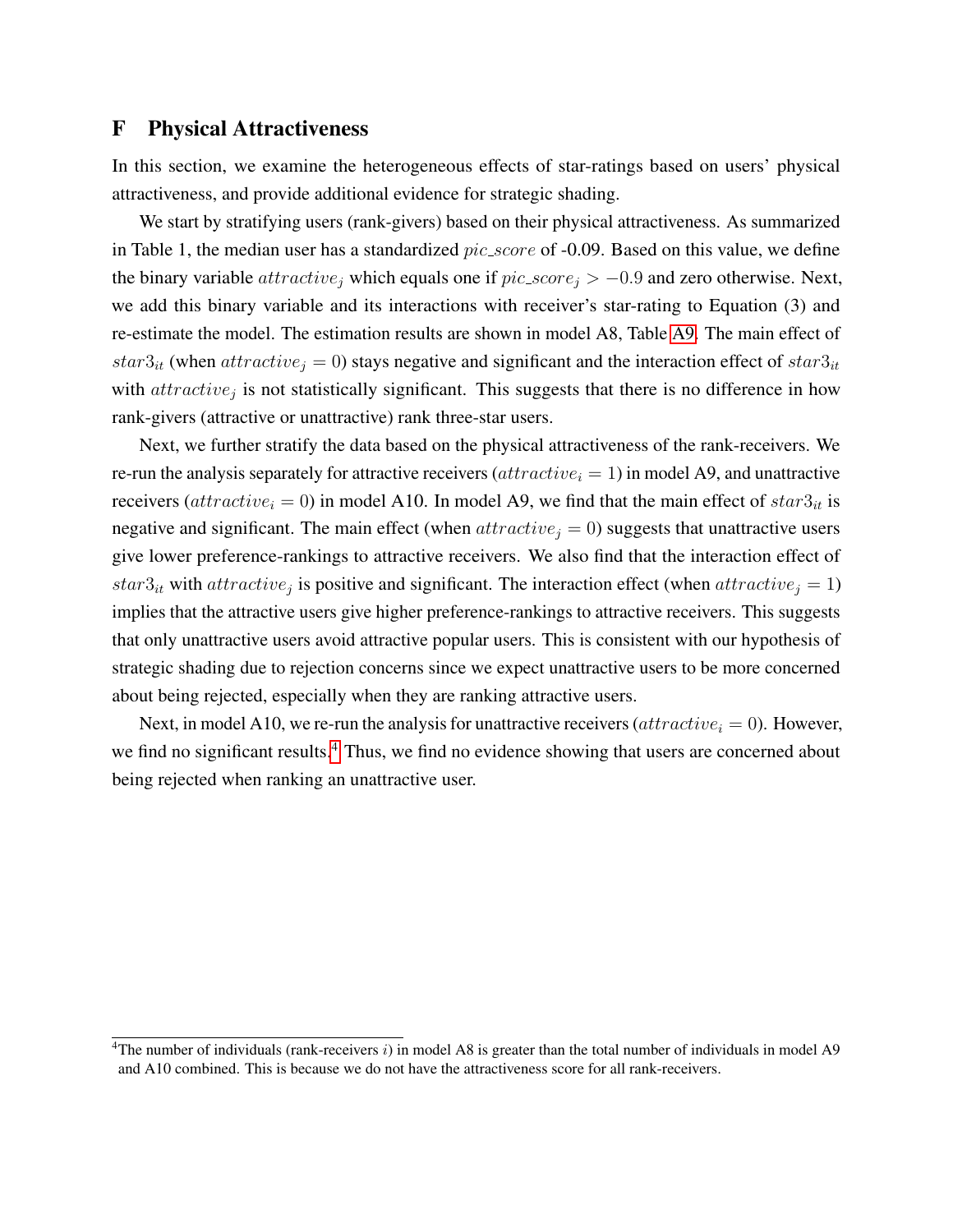# F Physical Attractiveness

In this section, we examine the heterogeneous effects of star-ratings based on users' physical attractiveness, and provide additional evidence for strategic shading.

We start by stratifying users (rank-givers) based on their physical attractiveness. As summarized in Table 1, the median user has a standardized $pic\_score$ of -0.09. Based on this value, we define the binary variable $attractive_j$ which equals one if $pic\_score_j > -0.9$ and zero otherwise. Next, we add this binary variable and its interactions with receiver's star-rating to Equation (3) and re-estimate the model. The estimation results are shown in model A8, Table A9. The main effect of $star3_{it}$ (when $attractive_j = 0$) stays negative and significant and the interaction effect of $star3_{it}$ with $attractive_j$ is not statistically significant. This suggests that there is no difference in how rank-givers (attractive or unattractive) rank three-star users.

Next, we further stratify the data based on the physical attractiveness of the rank-receivers. We re-run the analysis separately for attractive receivers ($attractive_i = 1$) in model A9, and unattractive receivers ($attractive_i = 0$) in model A10. In model A9, we find that the main effect of $star3_{it}$ is negative and significant. The main effect (when $attractive_j = 0$) suggests that unattractive users give lower preference-rankings to attractive receivers. We also find that the interaction effect of $star3_{it}$ with $attractive_j$ is positive and significant. The interaction effect (when $attractive_j = 1$) implies that the attractive users give higher preference-rankings to attractive receivers. This suggests that only unattractive users avoid attractive popular users. This is consistent with our hypothesis of strategic shading due to rejection concerns since we expect unattractive users to be more concerned about being rejected, especially when they are ranking attractive users.

Next, in model A10, we re-run the analysis for unattractive receivers ($attractive_i = 0$). However, we find no significant results.[4] Thus, we find no evidence showing that users are concerned about being rejected when ranking an unattractive user.

[4] The number of individuals (rank-receivers $i$) in model A8 is greater than the total number of individuals in model A9 and A10 combined. This is because we do not have the attractiveness score for all rank-receivers.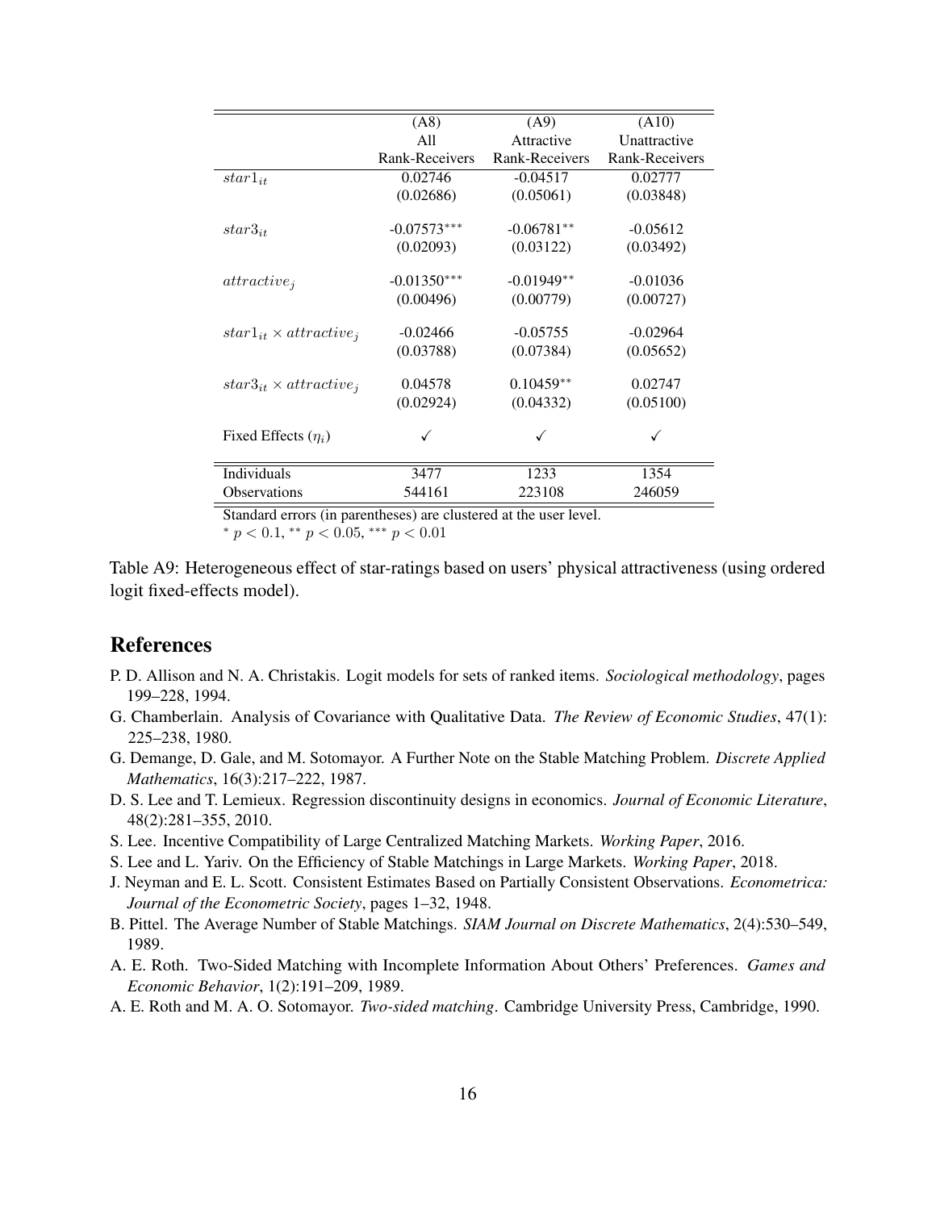| | (A8) All Rank-Receivers | (A9) Attractive Rank-Receivers | (A10) Unattractive Rank-Receivers |
|---|---|---|---|
| $star1_{it}$ | 0.02746 | -0.04517 | 0.02777 |
| | (0.02686) | (0.05061) | (0.03848) |
| $star3_{it}$ | -0.07573$^{***}$ | -0.06781$^{**}$ | -0.05612 |
| | (0.02093) | (0.03122) | (0.03492) |
| $attractive_j$ | -0.01350$^{***}$ | -0.01949$^{**}$ | -0.01036 |
| | (0.00496) | (0.00779) | (0.00727) |
| $star1_{it} \times attractive_j$ | -0.02466 | -0.05755 | -0.02964 |
| | (0.03788) | (0.07384) | (0.05652) |
| $star3_{it} \times attractive_j$ | 0.04578 | 0.10459$^{**}$ | 0.02747 |
| | (0.02924) | (0.04332) | (0.05100) |
| Fixed Effects ($\eta_i$) | ✓ | ✓ | ✓ |
| Individuals | 3477 | 1233 | 1354 |
| Observations | 544161 | 223108 | 246059 |

Standard errors (in parentheses) are clustered at the user level.
$^{*}$ $p < 0.1$, $^{**}$ $p < 0.05$, $^{***}$ $p < 0.01$

Table A9: Heterogeneous effect of star-ratings based on users' physical attractiveness (using ordered logit fixed-effects model).

## References

P. D. Allison and N. A. Christakis. Logit models for sets of ranked items. *Sociological methodology*, pages 199–228, 1994.

G. Chamberlain. Analysis of Covariance with Qualitative Data. *The Review of Economic Studies*, 47(1): 225–238, 1980.

G. Demange, D. Gale, and M. Sotomayor. A Further Note on the Stable Matching Problem. *Discrete Applied Mathematics*, 16(3):217–222, 1987.

D. S. Lee and T. Lemieux. Regression discontinuity designs in economics. *Journal of Economic Literature*, 48(2):281–355, 2010.

S. Lee. Incentive Compatibility of Large Centralized Matching Markets. *Working Paper*, 2016.

S. Lee and L. Yariv. On the Efficiency of Stable Matchings in Large Markets. *Working Paper*, 2018.

J. Neyman and E. L. Scott. Consistent Estimates Based on Partially Consistent Observations. *Econometrica: Journal of the Econometric Society*, pages 1–32, 1948.

B. Pittel. The Average Number of Stable Matchings. *SIAM Journal on Discrete Mathematics*, 2(4):530–549, 1989.

A. E. Roth. Two-Sided Matching with Incomplete Information About Others' Preferences. *Games and Economic Behavior*, 1(2):191–209, 1989.

A. E. Roth and M. A. O. Sotomayor. *Two-sided matching*. Cambridge University Press, Cambridge, 1990.